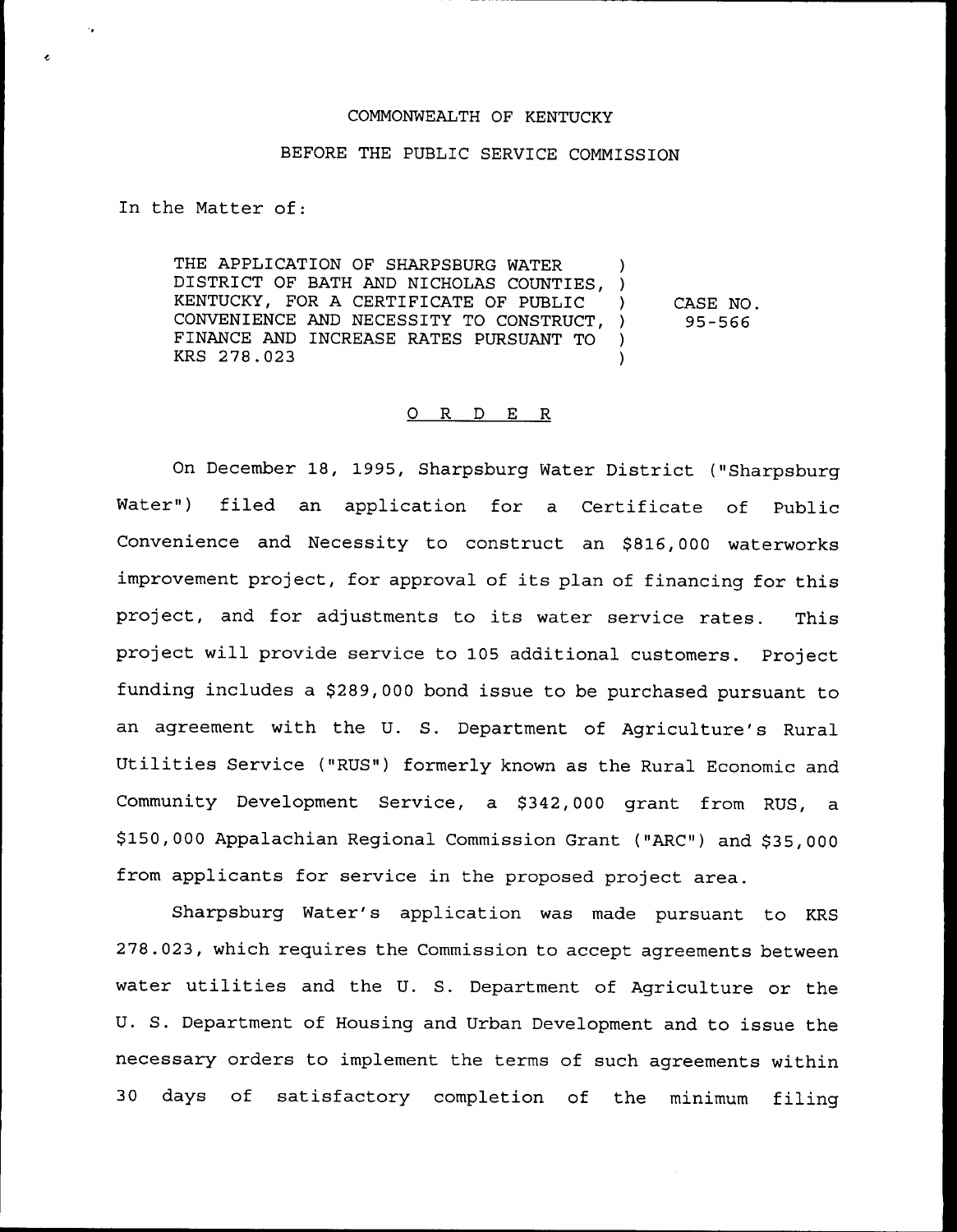COMMONWEALTH OF KENTUCKY

BEFORE THE PUBLIC SERVICE COMMISSION

In the Matter of:

| | | |
|---|---|---|
| THE APPLICATION OF SHARPSBURG WATER DISTRICT OF BATH AND NICHOLAS COUNTIES, KENTUCKY, FOR A CERTIFICATE OF PUBLIC CONVENIENCE AND NECESSITY TO CONSTRUCT, FINANCE AND INCREASE RATES PURSUANT TO KRS 278.023 | ) | CASE NO. 95-566 |

## O R D E R

On December 18, 1995, Sharpsburg Water District ("Sharpsburg Water") filed an application for a Certificate of Public Convenience and Necessity to construct an $816,000 waterworks improvement project, for approval of its plan of financing for this project, and for adjustments to its water service rates. This project will provide service to 105 additional customers. Project funding includes a $289,000 bond issue to be purchased pursuant to an agreement with the U. S. Department of Agriculture's Rural Utilities Service ("RUS") formerly known as the Rural Economic and Community Development Service, a $342,000 grant from RUS, a $150,000 Appalachian Regional Commission Grant ("ARC") and $35,000 from applicants for service in the proposed project area.

Sharpsburg Water's application was made pursuant to KRS 278.023, which requires the Commission to accept agreements between water utilities and the U. S. Department of Agriculture or the U. S. Department of Housing and Urban Development and to issue the necessary orders to implement the terms of such agreements within 30 days of satisfactory completion of the minimum filing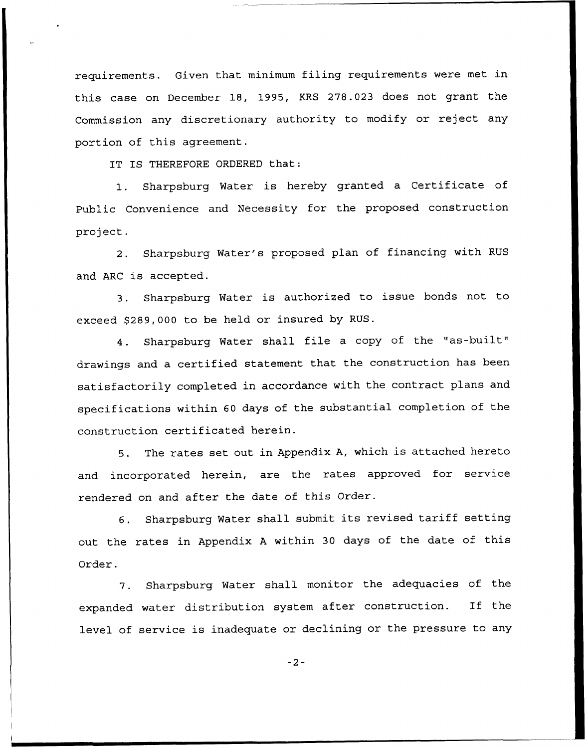requirements. Given that minimum filing requirements were met in this case on December 18, 1995, KRS 278.023 does not grant the Commission any discretionary authority to modify or reject any portion of this agreement.

IT IS THEREFORE ORDERED that:

1. Sharpsburg Water is hereby granted a Certificate of Public Convenience and Necessity for the proposed construction project.

2. Sharpsburg Water's proposed plan of financing with RUS and ARC is accepted.

3. Sharpsburg Water is authorized to issue bonds not to exceed $289,000 to be held or insured by RUS.

4. Sharpsburg Water shall file a copy of the "as-built" drawings and a certified statement that the construction has been satisfactorily completed in accordance with the contract plans and specifications within 60 days of the substantial completion of the construction certificated herein.

5. The rates set out in Appendix A, which is attached hereto and incorporated herein, are the rates approved for service rendered on and after the date of this Order.

6. Sharpsburg Water shall submit its revised tariff setting out the rates in Appendix A within 30 days of the date of this Order.

7. Sharpsburg Water shall monitor the adequacies of the expanded water distribution system after construction. If the level of service is inadequate or declining or the pressure to any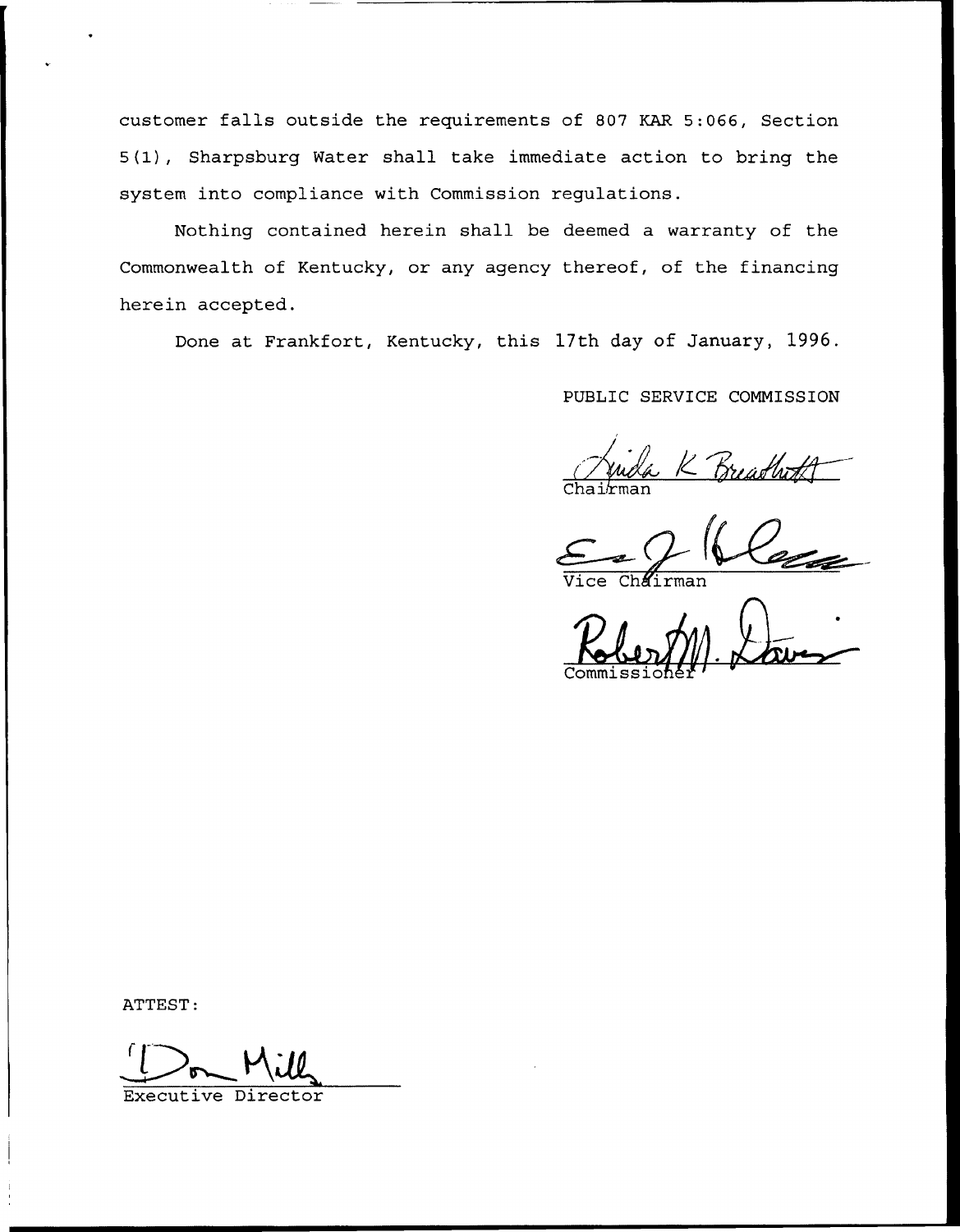customer falls outside the requirements of 807 KAR 5:066, Section 5(1), Sharpsburg Water shall take immediate action to bring the system into compliance with Commission regulations.

Nothing contained herein shall be deemed a warranty of the Commonwealth of Kentucky, or any agency thereof, of the financing herein accepted.

Done at Frankfort, Kentucky, this 17th day of January, 1996.

PUBLIC SERVICE COMMISSION

Linda K. Breathitt
Chairman

Vice Chairman

Robert M. Davis
Commissioner

ATTEST:

Don Mills
Executive Director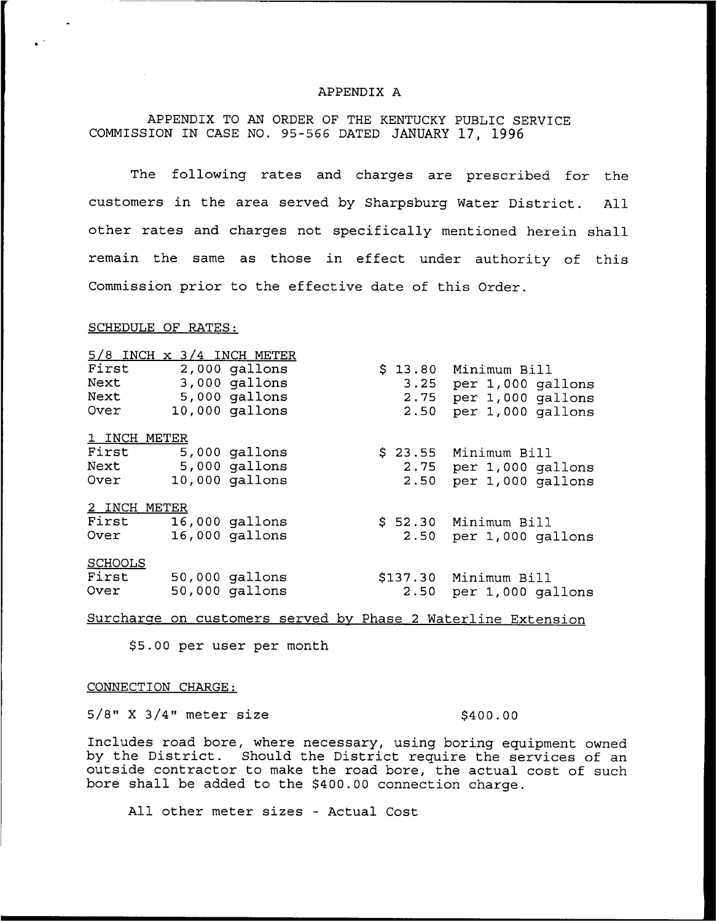# APPENDIX A

APPENDIX TO AN ORDER OF THE KENTUCKY PUBLIC SERVICE COMMISSION IN CASE NO. 95-566 DATED JANUARY 17, 1996

The following rates and charges are prescribed for the customers in the area served by Sharpsburg Water District. All other rates and charges not specifically mentioned herein shall remain the same as those in effect under authority of this Commission prior to the effective date of this Order.

SCHEDULE OF RATES:

| | | | |
|---|---|---|---|
| 5/8 INCH x 3/4 INCH METER | | | |
| First | 2,000 gallons | $ 13.80 | Minimum Bill |
| Next | 3,000 gallons | 3.25 | per 1,000 gallons |
| Next | 5,000 gallons | 2.75 | per 1,000 gallons |
| Over | 10,000 gallons | 2.50 | per 1,000 gallons |
| 1 INCH METER | | | |
| First | 5,000 gallons | $ 23.55 | Minimum Bill |
| Next | 5,000 gallons | 2.75 | per 1,000 gallons |
| Over | 10,000 gallons | 2.50 | per 1,000 gallons |
| 2 INCH METER | | | |
| First | 16,000 gallons | $ 52.30 | Minimum Bill |
| Over | 16,000 gallons | 2.50 | per 1,000 gallons |
| SCHOOLS | | | |
| First | 50,000 gallons | $137.30 | Minimum Bill |
| Over | 50,000 gallons | 2.50 | per 1,000 gallons |

Surcharge on customers served by Phase 2 Waterline Extension

$5.00 per user per month

CONNECTION CHARGE:

5/8" X 3/4" meter size $400.00

Includes road bore, where necessary, using boring equipment owned by the District. Should the District require the services of an outside contractor to make the road bore, the actual cost of such bore shall be added to the $400.00 connection charge.

All other meter sizes - Actual Cost